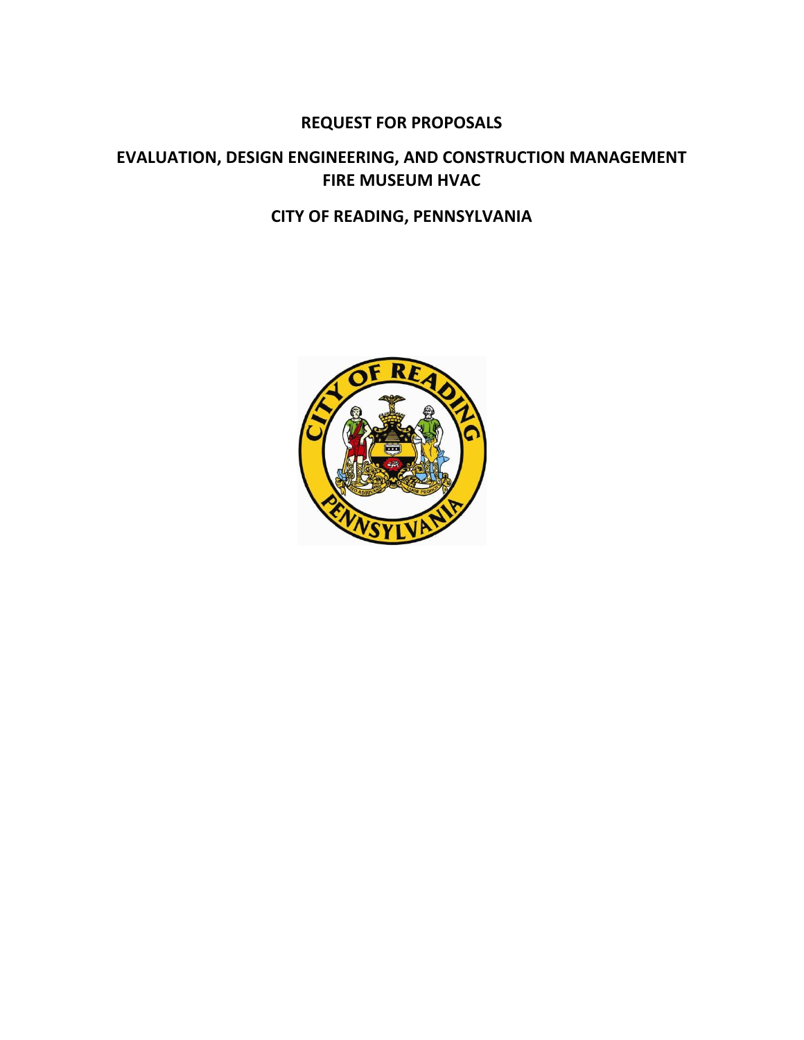# REQUEST FOR PROPOSALS

## EVALUATION, DESIGN ENGINEERING, AND CONSTRUCTION MANAGEMENT FIRE MUSEUM HVAC

## CITY OF READING, PENNSYLVANIA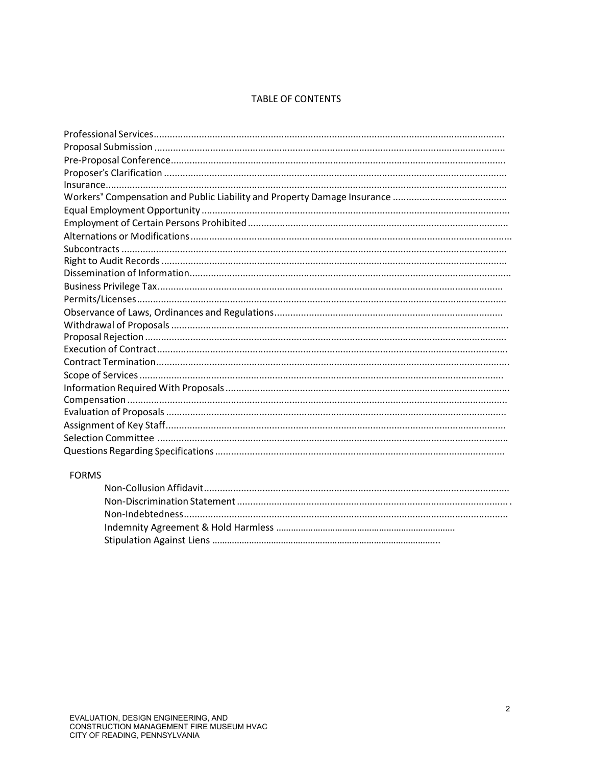# TABLE OF CONTENTS

Professional Services
Proposal Submission
Pre-Proposal Conference
Proposer's Clarification
Insurance
Workers" Compensation and Public Liability and Property Damage Insurance
Equal Employment Opportunity
Employment of Certain Persons Prohibited
Alternations or Modifications
Subcontracts
Right to Audit Records
Dissemination of Information
Business Privilege Tax
Permits/Licenses
Observance of Laws, Ordinances and Regulations
Withdrawal of Proposals
Proposal Rejection
Execution of Contract
Contract Termination
Scope of Services
Information Required With Proposals
Compensation
Evaluation of Proposals
Assignment of Key Staff
Selection Committee
Questions Regarding Specifications

FORMS

- Non-Collusion Affidavit
- Non-Discrimination Statement
- Non-Indebtedness
- Indemnity Agreement & Hold Harmless
- Stipulation Against Liens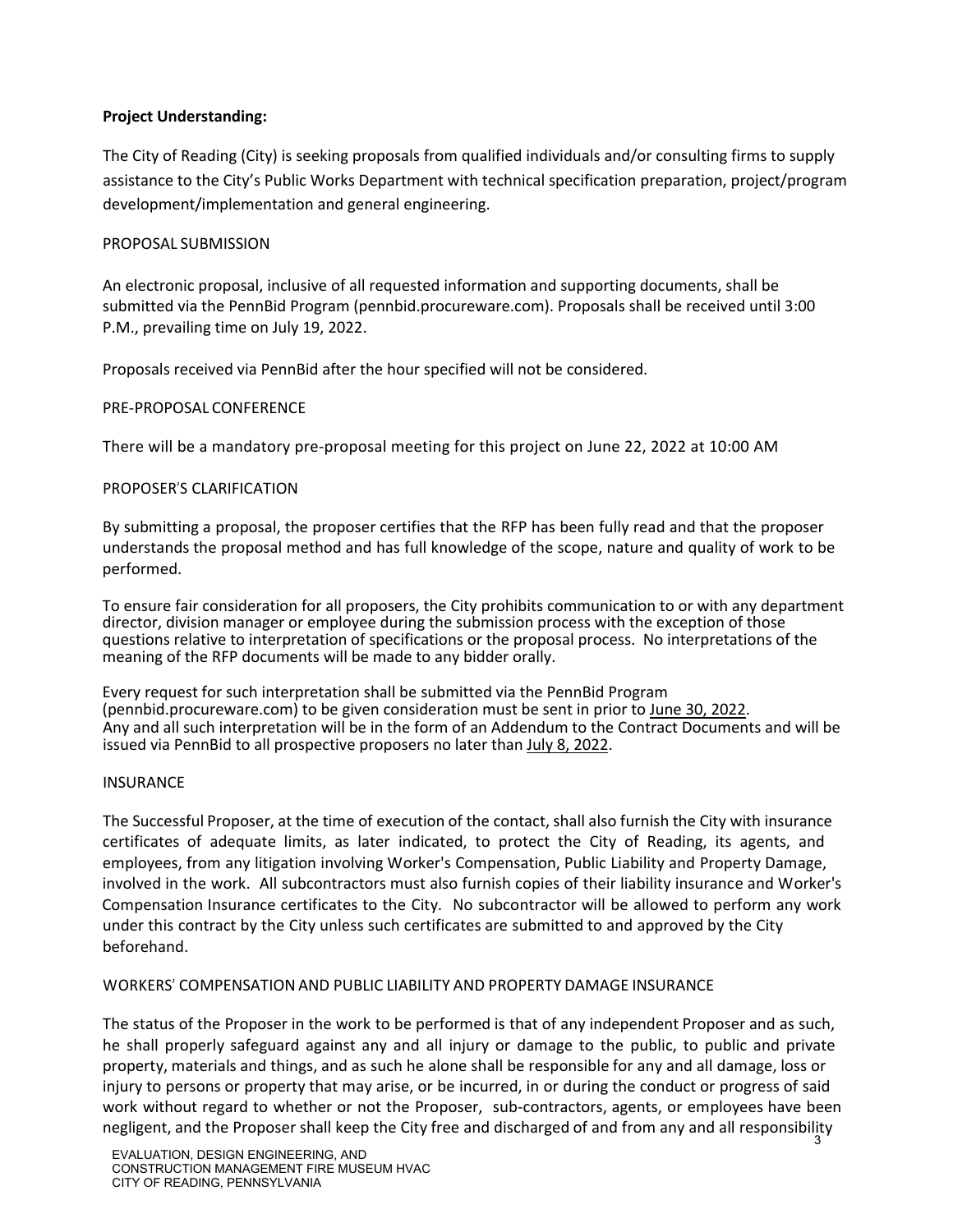**Project Understanding:**

The City of Reading (City) is seeking proposals from qualified individuals and/or consulting firms to supply assistance to the City's Public Works Department with technical specification preparation, project/program development/implementation and general engineering.

PROPOSAL SUBMISSION

An electronic proposal, inclusive of all requested information and supporting documents, shall be submitted via the PennBid Program (pennbid.procureware.com). Proposals shall be received until 3:00 P.M., prevailing time on July 19, 2022.

Proposals received via PennBid after the hour specified will not be considered.

PRE-PROPOSAL CONFERENCE

There will be a mandatory pre-proposal meeting for this project on June 22, 2022 at 10:00 AM

PROPOSER'S CLARIFICATION

By submitting a proposal, the proposer certifies that the RFP has been fully read and that the proposer understands the proposal method and has full knowledge of the scope, nature and quality of work to be performed.

To ensure fair consideration for all proposers, the City prohibits communication to or with any department director, division manager or employee during the submission process with the exception of those questions relative to interpretation of specifications or the proposal process. No interpretations of the meaning of the RFP documents will be made to any bidder orally.

Every request for such interpretation shall be submitted via the PennBid Program (pennbid.procureware.com) to be given consideration must be sent in prior to June 30, 2022. Any and all such interpretation will be in the form of an Addendum to the Contract Documents and will be issued via PennBid to all prospective proposers no later than July 8, 2022.

INSURANCE

The Successful Proposer, at the time of execution of the contact, shall also furnish the City with insurance certificates of adequate limits, as later indicated, to protect the City of Reading, its agents, and employees, from any litigation involving Worker's Compensation, Public Liability and Property Damage, involved in the work. All subcontractors must also furnish copies of their liability insurance and Worker's Compensation Insurance certificates to the City. No subcontractor will be allowed to perform any work under this contract by the City unless such certificates are submitted to and approved by the City beforehand.

WORKERS' COMPENSATION AND PUBLIC LIABILITY AND PROPERTY DAMAGE INSURANCE

The status of the Proposer in the work to be performed is that of any independent Proposer and as such, he shall properly safeguard against any and all injury or damage to the public, to public and private property, materials and things, and as such he alone shall be responsible for any and all damage, loss or injury to persons or property that may arise, or be incurred, in or during the conduct or progress of said work without regard to whether or not the Proposer, sub-contractors, agents, or employees have been negligent, and the Proposer shall keep the City free and discharged of and from any and all responsibility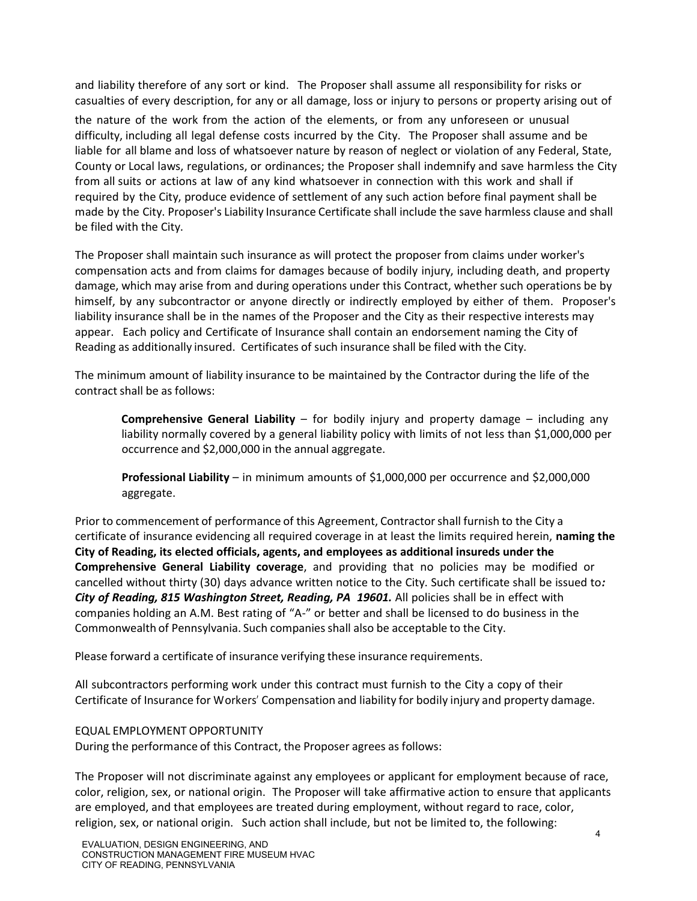and liability therefore of any sort or kind. The Proposer shall assume all responsibility for risks or casualties of every description, for any or all damage, loss or injury to persons or property arising out of the nature of the work from the action of the elements, or from any unforeseen or unusual difficulty, including all legal defense costs incurred by the City. The Proposer shall assume and be liable for all blame and loss of whatsoever nature by reason of neglect or violation of any Federal, State, County or Local laws, regulations, or ordinances; the Proposer shall indemnify and save harmless the City from all suits or actions at law of any kind whatsoever in connection with this work and shall if required by the City, produce evidence of settlement of any such action before final payment shall be made by the City. Proposer's Liability Insurance Certificate shall include the save harmless clause and shall be filed with the City.

The Proposer shall maintain such insurance as will protect the proposer from claims under worker's compensation acts and from claims for damages because of bodily injury, including death, and property damage, which may arise from and during operations under this Contract, whether such operations be by himself, by any subcontractor or anyone directly or indirectly employed by either of them. Proposer's liability insurance shall be in the names of the Proposer and the City as their respective interests may appear. Each policy and Certificate of Insurance shall contain an endorsement naming the City of Reading as additionally insured. Certificates of such insurance shall be filed with the City.

The minimum amount of liability insurance to be maintained by the Contractor during the life of the contract shall be as follows:

> **Comprehensive General Liability** – for bodily injury and property damage – including any liability normally covered by a general liability policy with limits of not less than $1,000,000 per occurrence and $2,000,000 in the annual aggregate.
>
> **Professional Liability** – in minimum amounts of $1,000,000 per occurrence and $2,000,000 aggregate.

Prior to commencement of performance of this Agreement, Contractor shall furnish to the City a certificate of insurance evidencing all required coverage in at least the limits required herein, **naming the City of Reading, its elected officials, agents, and employees as additional insureds under the Comprehensive General Liability coverage**, and providing that no policies may be modified or cancelled without thirty (30) days advance written notice to the City. Such certificate shall be issued to*:* ***City of Reading, 815 Washington Street, Reading, PA 19601.*** All policies shall be in effect with companies holding an A.M. Best rating of "A-" or better and shall be licensed to do business in the Commonwealth of Pennsylvania. Such companies shall also be acceptable to the City.

Please forward a certificate of insurance verifying these insurance requirements.

All subcontractors performing work under this contract must furnish to the City a copy of their Certificate of Insurance for Workers' Compensation and liability for bodily injury and property damage.

EQUAL EMPLOYMENT OPPORTUNITY

During the performance of this Contract, the Proposer agrees as follows:

The Proposer will not discriminate against any employees or applicant for employment because of race, color, religion, sex, or national origin. The Proposer will take affirmative action to ensure that applicants are employed, and that employees are treated during employment, without regard to race, color, religion, sex, or national origin. Such action shall include, but not be limited to, the following: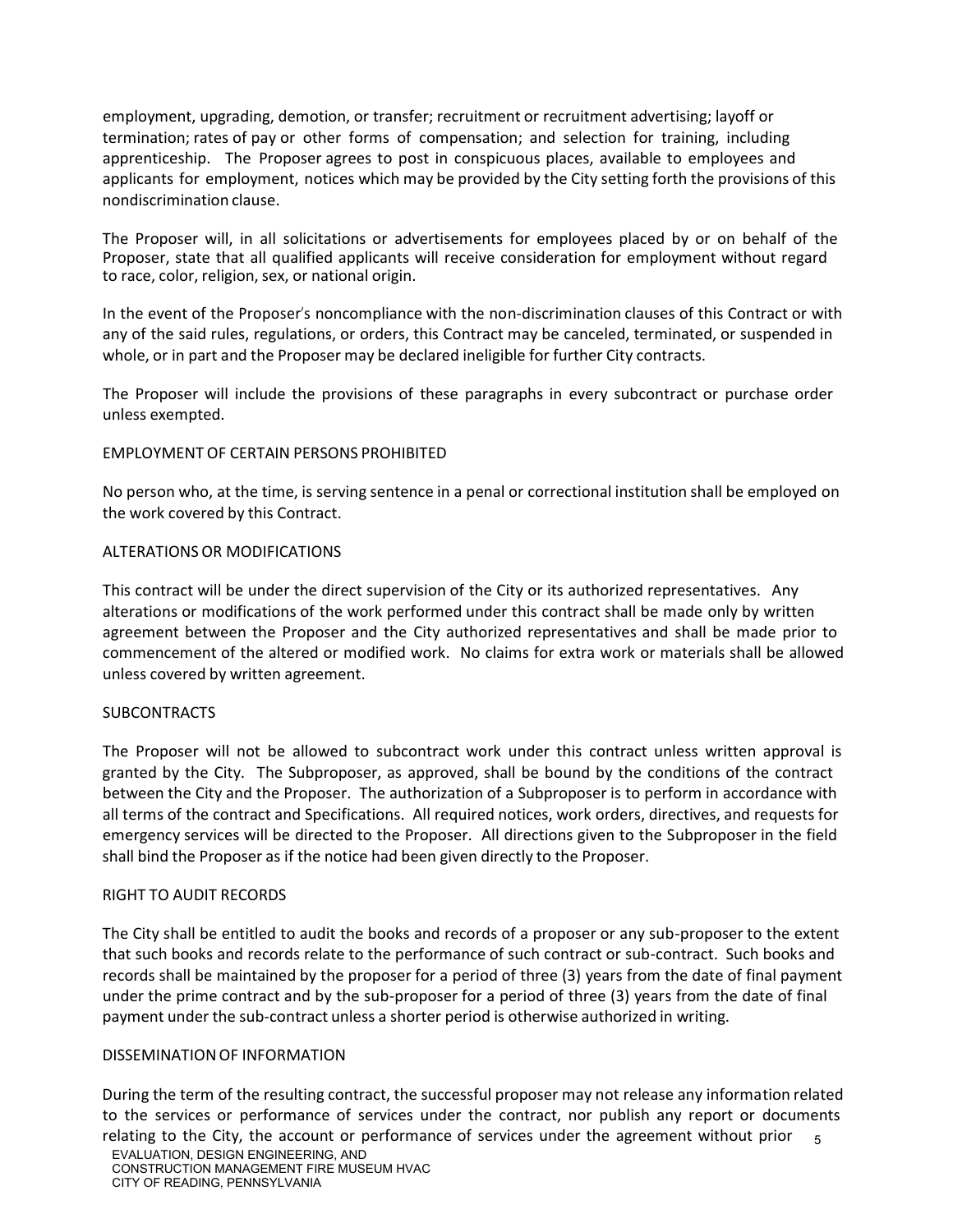employment, upgrading, demotion, or transfer; recruitment or recruitment advertising; layoff or termination; rates of pay or other forms of compensation; and selection for training, including apprenticeship. The Proposer agrees to post in conspicuous places, available to employees and applicants for employment, notices which may be provided by the City setting forth the provisions of this nondiscrimination clause.

The Proposer will, in all solicitations or advertisements for employees placed by or on behalf of the Proposer, state that all qualified applicants will receive consideration for employment without regard to race, color, religion, sex, or national origin.

In the event of the Proposer's noncompliance with the non-discrimination clauses of this Contract or with any of the said rules, regulations, or orders, this Contract may be canceled, terminated, or suspended in whole, or in part and the Proposer may be declared ineligible for further City contracts.

The Proposer will include the provisions of these paragraphs in every subcontract or purchase order unless exempted.

## EMPLOYMENT OF CERTAIN PERSONS PROHIBITED

No person who, at the time, is serving sentence in a penal or correctional institution shall be employed on the work covered by this Contract.

## ALTERATIONS OR MODIFICATIONS

This contract will be under the direct supervision of the City or its authorized representatives. Any alterations or modifications of the work performed under this contract shall be made only by written agreement between the Proposer and the City authorized representatives and shall be made prior to commencement of the altered or modified work. No claims for extra work or materials shall be allowed unless covered by written agreement.

## SUBCONTRACTS

The Proposer will not be allowed to subcontract work under this contract unless written approval is granted by the City. The Subproposer, as approved, shall be bound by the conditions of the contract between the City and the Proposer. The authorization of a Subproposer is to perform in accordance with all terms of the contract and Specifications. All required notices, work orders, directives, and requests for emergency services will be directed to the Proposer. All directions given to the Subproposer in the field shall bind the Proposer as if the notice had been given directly to the Proposer.

## RIGHT TO AUDIT RECORDS

The City shall be entitled to audit the books and records of a proposer or any sub-proposer to the extent that such books and records relate to the performance of such contract or sub-contract. Such books and records shall be maintained by the proposer for a period of three (3) years from the date of final payment under the prime contract and by the sub-proposer for a period of three (3) years from the date of final payment under the sub-contract unless a shorter period is otherwise authorized in writing.

## DISSEMINATION OF INFORMATION

During the term of the resulting contract, the successful proposer may not release any information related to the services or performance of services under the contract, nor publish any report or documents relating to the City, the account or performance of services under the agreement without prior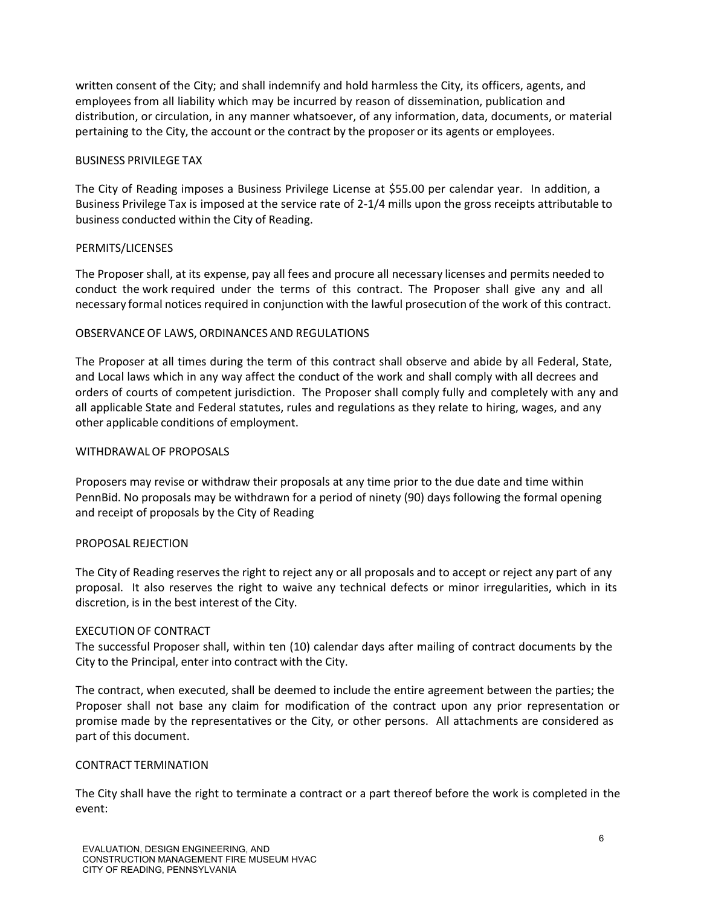written consent of the City; and shall indemnify and hold harmless the City, its officers, agents, and employees from all liability which may be incurred by reason of dissemination, publication and distribution, or circulation, in any manner whatsoever, of any information, data, documents, or material pertaining to the City, the account or the contract by the proposer or its agents or employees.

## BUSINESS PRIVILEGE TAX

The City of Reading imposes a Business Privilege License at $55.00 per calendar year. In addition, a Business Privilege Tax is imposed at the service rate of 2-1/4 mills upon the gross receipts attributable to business conducted within the City of Reading.

## PERMITS/LICENSES

The Proposer shall, at its expense, pay all fees and procure all necessary licenses and permits needed to conduct the work required under the terms of this contract. The Proposer shall give any and all necessary formal notices required in conjunction with the lawful prosecution of the work of this contract.

## OBSERVANCE OF LAWS, ORDINANCES AND REGULATIONS

The Proposer at all times during the term of this contract shall observe and abide by all Federal, State, and Local laws which in any way affect the conduct of the work and shall comply with all decrees and orders of courts of competent jurisdiction. The Proposer shall comply fully and completely with any and all applicable State and Federal statutes, rules and regulations as they relate to hiring, wages, and any other applicable conditions of employment.

## WITHDRAWAL OF PROPOSALS

Proposers may revise or withdraw their proposals at any time prior to the due date and time within PennBid. No proposals may be withdrawn for a period of ninety (90) days following the formal opening and receipt of proposals by the City of Reading

## PROPOSAL REJECTION

The City of Reading reserves the right to reject any or all proposals and to accept or reject any part of any proposal. It also reserves the right to waive any technical defects or minor irregularities, which in its discretion, is in the best interest of the City.

## EXECUTION OF CONTRACT

The successful Proposer shall, within ten (10) calendar days after mailing of contract documents by the City to the Principal, enter into contract with the City.

The contract, when executed, shall be deemed to include the entire agreement between the parties; the Proposer shall not base any claim for modification of the contract upon any prior representation or promise made by the representatives or the City, or other persons. All attachments are considered as part of this document.

## CONTRACT TERMINATION

The City shall have the right to terminate a contract or a part thereof before the work is completed in the event: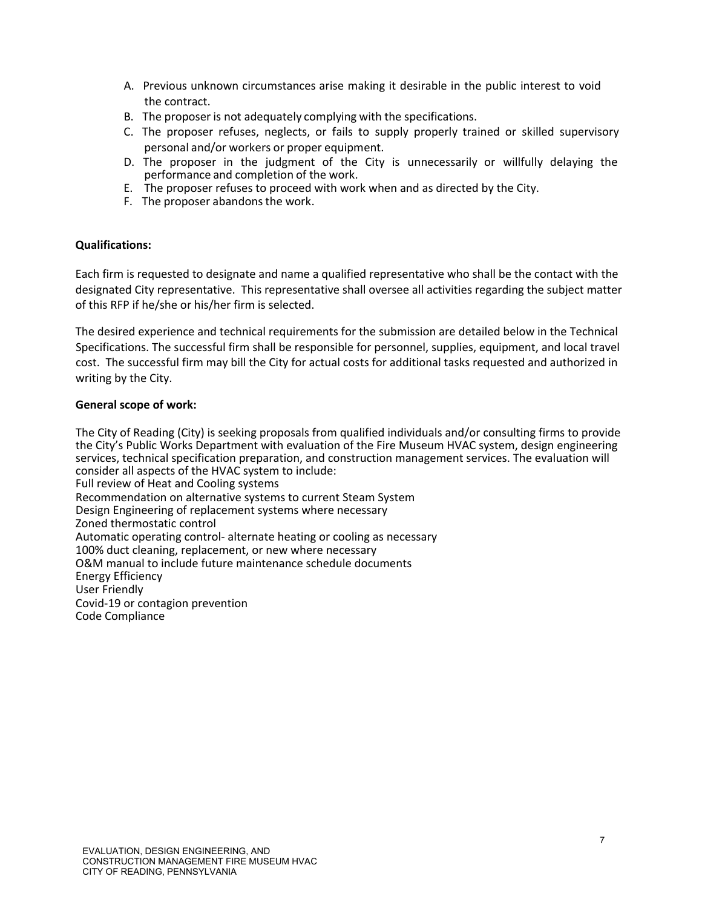A. Previous unknown circumstances arise making it desirable in the public interest to void the contract.
B. The proposer is not adequately complying with the specifications.
C. The proposer refuses, neglects, or fails to supply properly trained or skilled supervisory personal and/or workers or proper equipment.
D. The proposer in the judgment of the City is unnecessarily or willfully delaying the performance and completion of the work.
E. The proposer refuses to proceed with work when and as directed by the City.
F. The proposer abandons the work.

**Qualifications:**

Each firm is requested to designate and name a qualified representative who shall be the contact with the designated City representative. This representative shall oversee all activities regarding the subject matter of this RFP if he/she or his/her firm is selected.

The desired experience and technical requirements for the submission are detailed below in the Technical Specifications. The successful firm shall be responsible for personnel, supplies, equipment, and local travel cost. The successful firm may bill the City for actual costs for additional tasks requested and authorized in writing by the City.

**General scope of work:**

The City of Reading (City) is seeking proposals from qualified individuals and/or consulting firms to provide the City's Public Works Department with evaluation of the Fire Museum HVAC system, design engineering services, technical specification preparation, and construction management services. The evaluation will consider all aspects of the HVAC system to include:
Full review of Heat and Cooling systems
Recommendation on alternative systems to current Steam System
Design Engineering of replacement systems where necessary
Zoned thermostatic control
Automatic operating control- alternate heating or cooling as necessary
100% duct cleaning, replacement, or new where necessary
O&M manual to include future maintenance schedule documents
Energy Efficiency
User Friendly
Covid-19 or contagion prevention
Code Compliance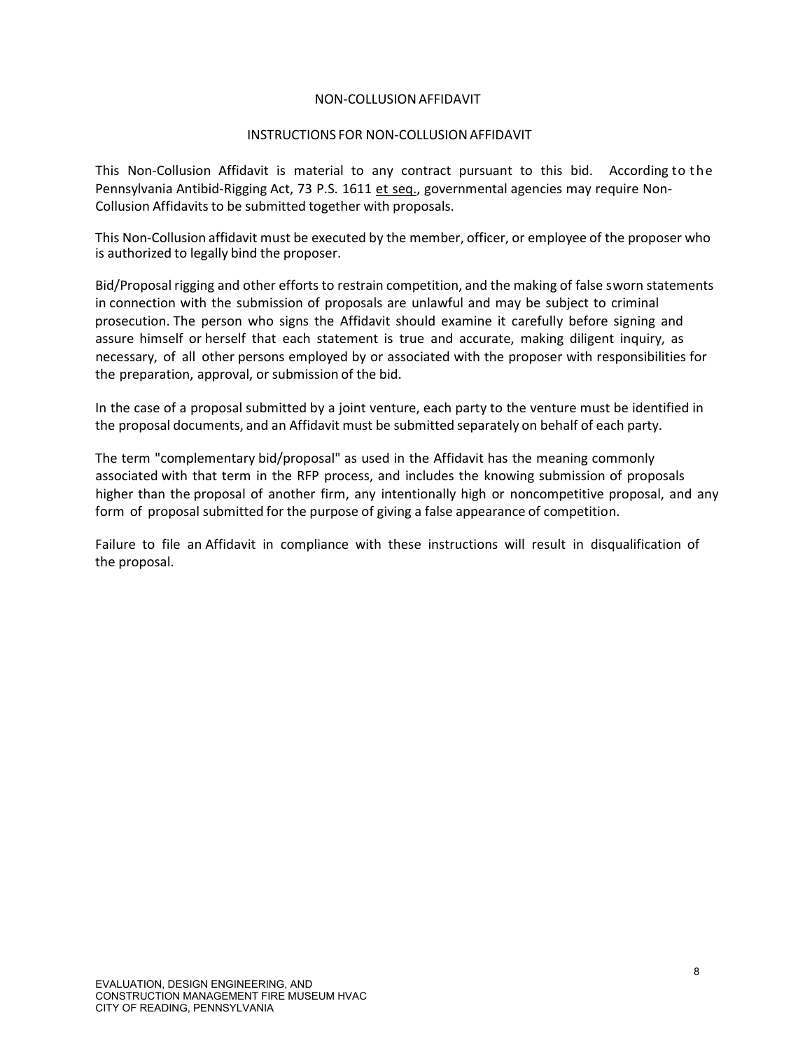# NON-COLLUSION AFFIDAVIT

## INSTRUCTIONS FOR NON-COLLUSION AFFIDAVIT

This Non-Collusion Affidavit is material to any contract pursuant to this bid. According to the Pennsylvania Antibid-Rigging Act, 73 P.S. 1611 et seq., governmental agencies may require Non-Collusion Affidavits to be submitted together with proposals.

This Non-Collusion affidavit must be executed by the member, officer, or employee of the proposer who is authorized to legally bind the proposer.

Bid/Proposal rigging and other efforts to restrain competition, and the making of false sworn statements in connection with the submission of proposals are unlawful and may be subject to criminal prosecution. The person who signs the Affidavit should examine it carefully before signing and assure himself or herself that each statement is true and accurate, making diligent inquiry, as necessary, of all other persons employed by or associated with the proposer with responsibilities for the preparation, approval, or submission of the bid.

In the case of a proposal submitted by a joint venture, each party to the venture must be identified in the proposal documents, and an Affidavit must be submitted separately on behalf of each party.

The term "complementary bid/proposal" as used in the Affidavit has the meaning commonly associated with that term in the RFP process, and includes the knowing submission of proposals higher than the proposal of another firm, any intentionally high or noncompetitive proposal, and any form of proposal submitted for the purpose of giving a false appearance of competition.

Failure to file an Affidavit in compliance with these instructions will result in disqualification of the proposal.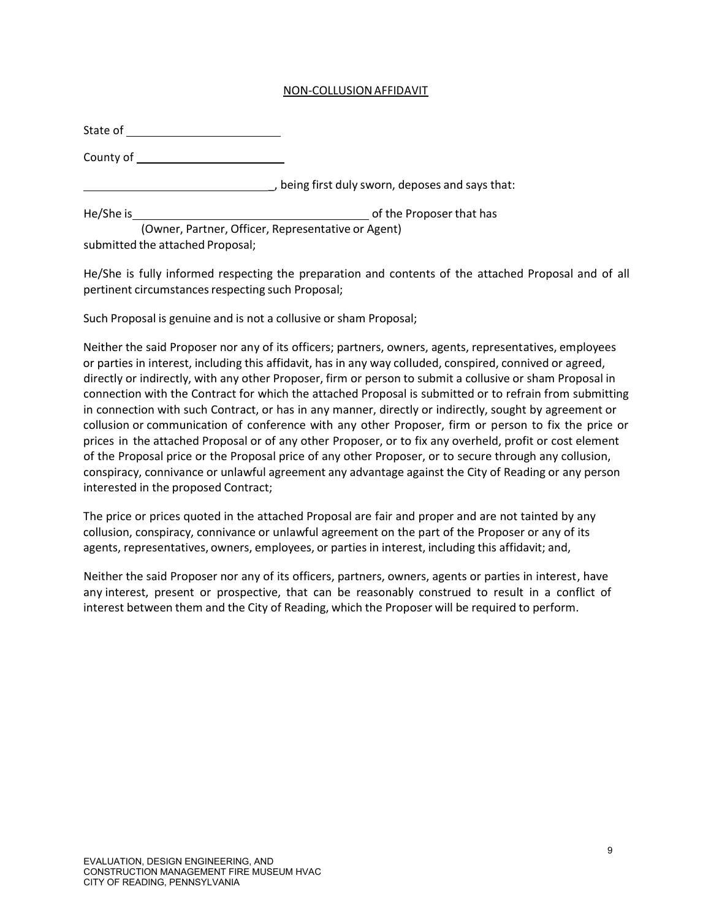# NON-COLLUSION AFFIDAVIT

State of ________________________

County of ________________________

______________________________, being first duly sworn, deposes and says that:

He/She is ____________________________________ of the Proposer that has
(Owner, Partner, Officer, Representative or Agent)
submitted the attached Proposal;

He/She is fully informed respecting the preparation and contents of the attached Proposal and of all pertinent circumstances respecting such Proposal;

Such Proposal is genuine and is not a collusive or sham Proposal;

Neither the said Proposer nor any of its officers; partners, owners, agents, representatives, employees or parties in interest, including this affidavit, has in any way colluded, conspired, connived or agreed, directly or indirectly, with any other Proposer, firm or person to submit a collusive or sham Proposal in connection with the Contract for which the attached Proposal is submitted or to refrain from submitting in connection with such Contract, or has in any manner, directly or indirectly, sought by agreement or collusion or communication of conference with any other Proposer, firm or person to fix the price or prices in the attached Proposal or of any other Proposer, or to fix any overheld, profit or cost element of the Proposal price or the Proposal price of any other Proposer, or to secure through any collusion, conspiracy, connivance or unlawful agreement any advantage against the City of Reading or any person interested in the proposed Contract;

The price or prices quoted in the attached Proposal are fair and proper and are not tainted by any collusion, conspiracy, connivance or unlawful agreement on the part of the Proposer or any of its agents, representatives, owners, employees, or parties in interest, including this affidavit; and,

Neither the said Proposer nor any of its officers, partners, owners, agents or parties in interest, have any interest, present or prospective, that can be reasonably construed to result in a conflict of interest between them and the City of Reading, which the Proposer will be required to perform.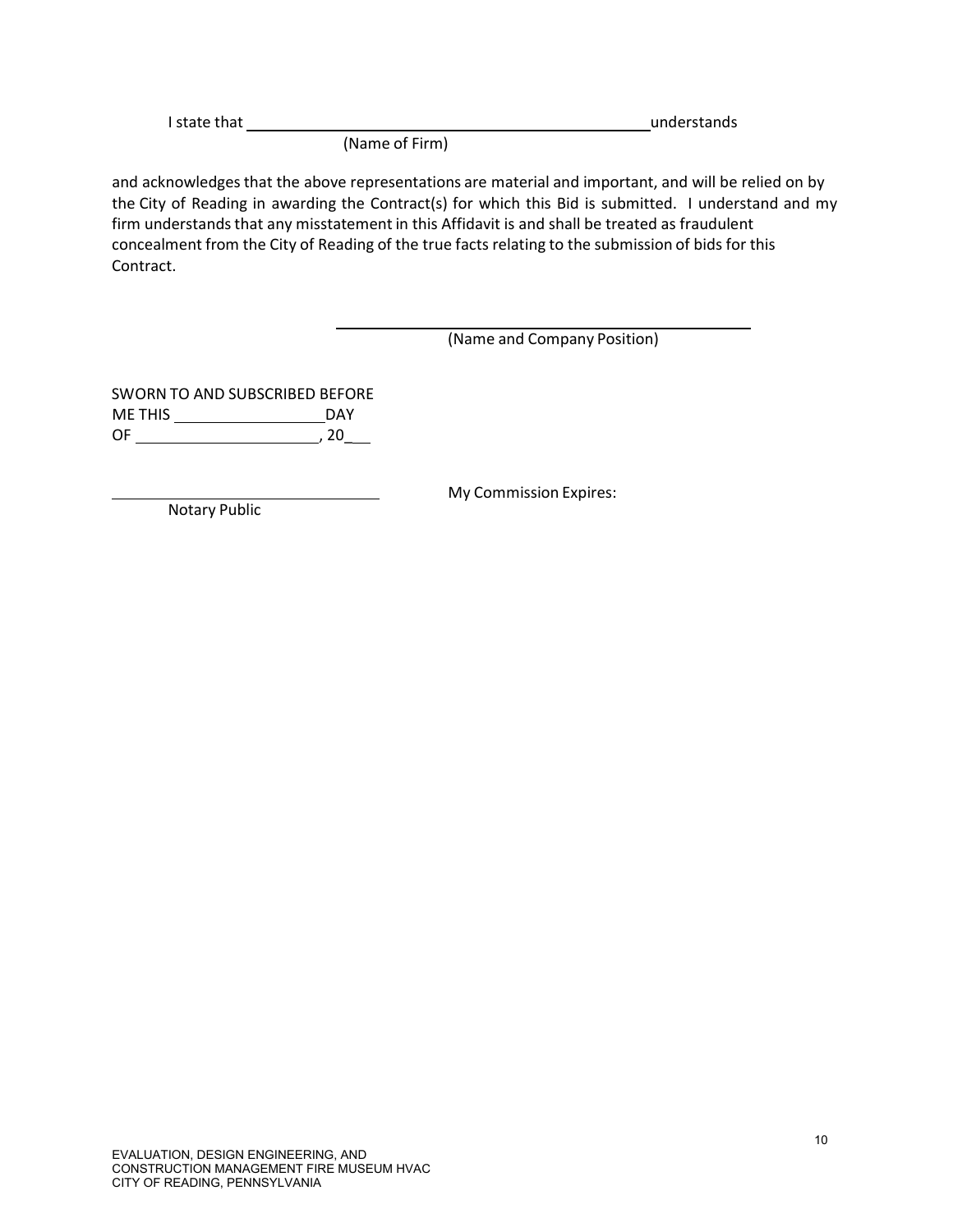I state that ______________________________________________ understands
(Name of Firm)

and acknowledges that the above representations are material and important, and will be relied on by the City of Reading in awarding the Contract(s) for which this Bid is submitted. I understand and my firm understands that any misstatement in this Affidavit is and shall be treated as fraudulent concealment from the City of Reading of the true facts relating to the submission of bids for this Contract.

______________________________________________
(Name and Company Position)

SWORN TO AND SUBSCRIBED BEFORE
ME THIS ________________ DAY
OF ____________________, 20___

______________________________
Notary Public

My Commission Expires:

EVALUATION, DESIGN ENGINEERING, AND
CONSTRUCTION MANAGEMENT FIRE MUSEUM HVAC
CITY OF READING, PENNSYLVANIA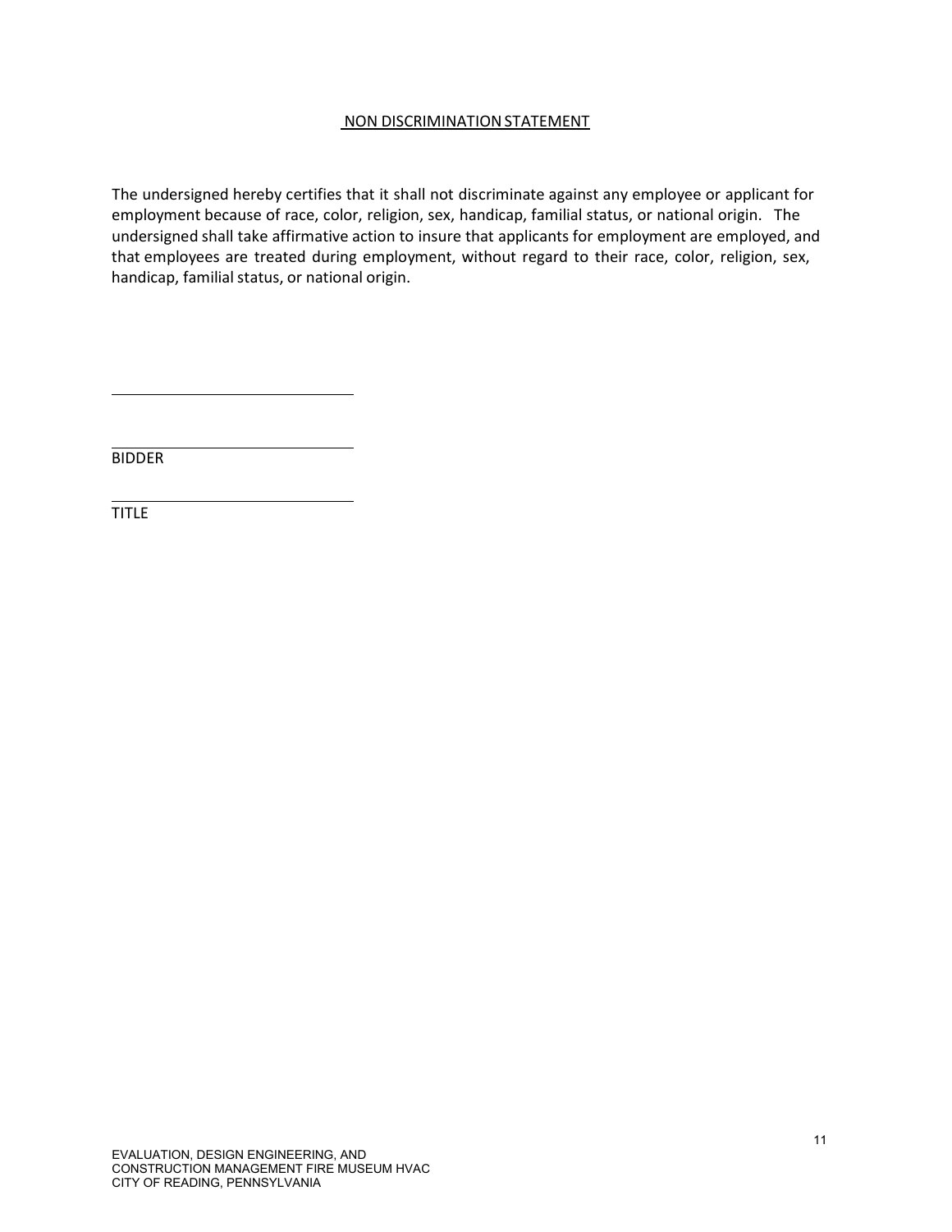## NON DISCRIMINATION STATEMENT

The undersigned hereby certifies that it shall not discriminate against any employee or applicant for employment because of race, color, religion, sex, handicap, familial status, or national origin. The undersigned shall take affirmative action to insure that applicants for employment are employed, and that employees are treated during employment, without regard to their race, color, religion, sex, handicap, familial status, or national origin.

\_\_\_\_\_\_\_\_\_\_\_\_\_\_\_\_\_\_\_\_\_\_\_\_\_\_\_\_\_\_

\_\_\_\_\_\_\_\_\_\_\_\_\_\_\_\_\_\_\_\_\_\_\_\_\_\_\_\_\_\_
BIDDER

\_\_\_\_\_\_\_\_\_\_\_\_\_\_\_\_\_\_\_\_\_\_\_\_\_\_\_\_\_\_
TITLE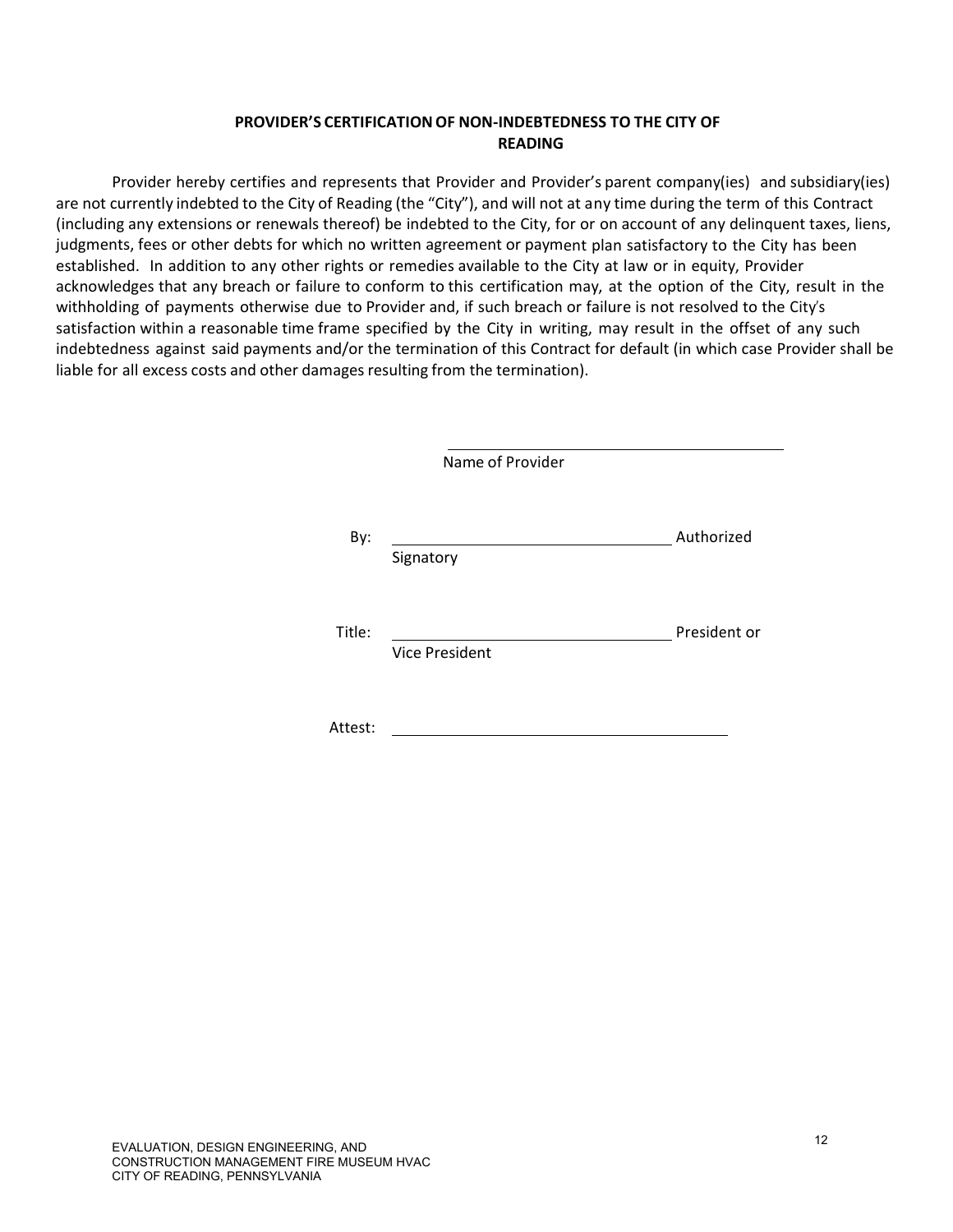**PROVIDER'S CERTIFICATION OF NON-INDEBTEDNESS TO THE CITY OF READING**

Provider hereby certifies and represents that Provider and Provider's parent company(ies) and subsidiary(ies) are not currently indebted to the City of Reading (the "City"), and will not at any time during the term of this Contract (including any extensions or renewals thereof) be indebted to the City, for or on account of any delinquent taxes, liens, judgments, fees or other debts for which no written agreement or payment plan satisfactory to the City has been established. In addition to any other rights or remedies available to the City at law or in equity, Provider acknowledges that any breach or failure to conform to this certification may, at the option of the City, result in the withholding of payments otherwise due to Provider and, if such breach or failure is not resolved to the City's satisfaction within a reasonable time frame specified by the City in writing, may result in the offset of any such indebtedness against said payments and/or the termination of this Contract for default (in which case Provider shall be liable for all excess costs and other damages resulting from the termination).

\_\_\_\_\_\_\_\_\_\_\_\_\_\_\_\_\_\_\_\_\_\_\_\_\_\_\_\_\_\_\_\_\_\_\_\_
Name of Provider

By: \_\_\_\_\_\_\_\_\_\_\_\_\_\_\_\_\_\_\_\_\_\_\_\_\_\_\_\_\_\_ Authorized Signatory

Title: \_\_\_\_\_\_\_\_\_\_\_\_\_\_\_\_\_\_\_\_\_\_\_\_\_\_\_\_\_\_ President or Vice President

Attest: \_\_\_\_\_\_\_\_\_\_\_\_\_\_\_\_\_\_\_\_\_\_\_\_\_\_\_\_\_\_\_\_\_\_\_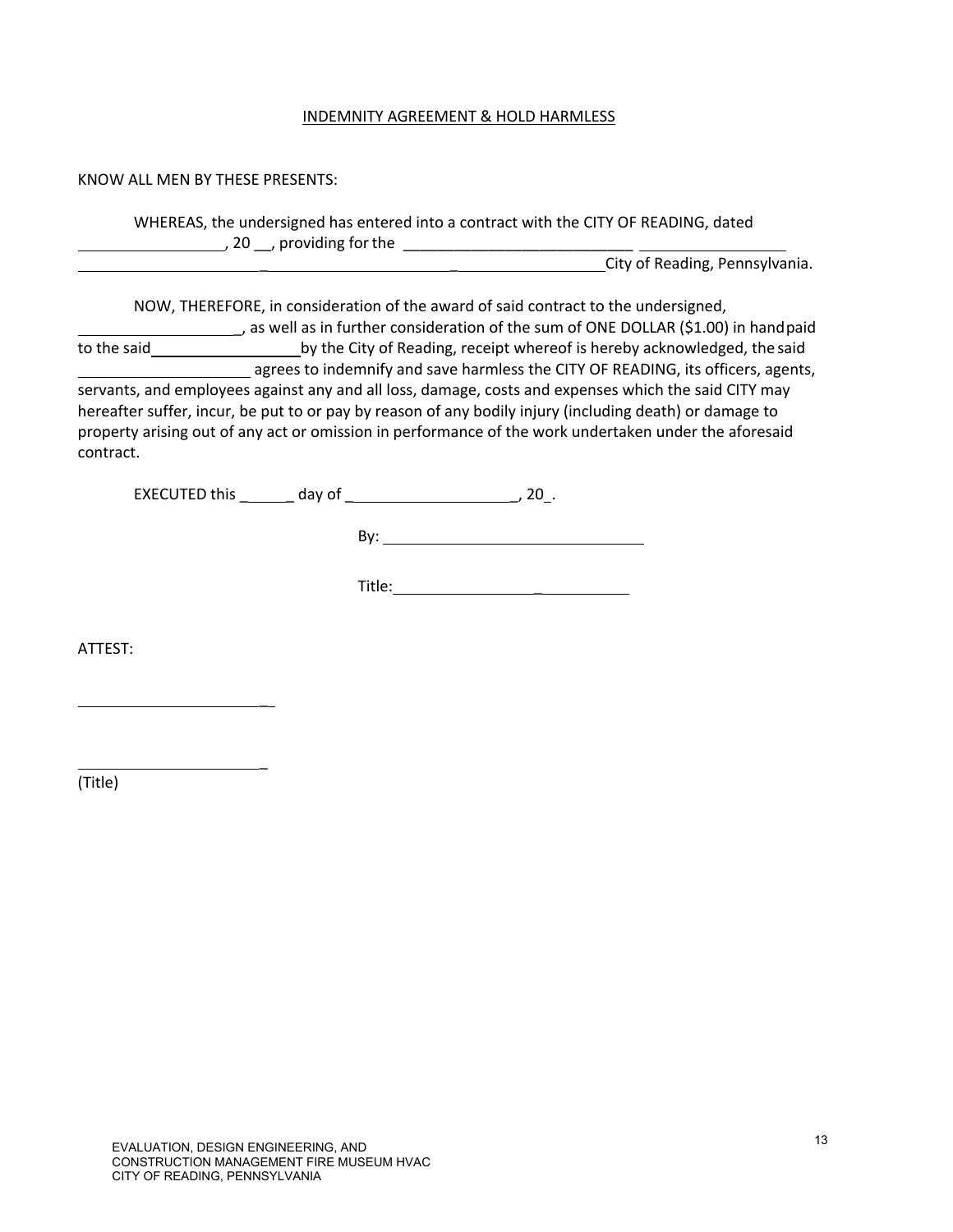# INDEMNITY AGREEMENT & HOLD HARMLESS

KNOW ALL MEN BY THESE PRESENTS:

WHEREAS, the undersigned has entered into a contract with the CITY OF READING, dated _________________, 20 __, providing for the ___________________________ _________________ ______________________________________________________________ City of Reading, Pennsylvania.

NOW, THEREFORE, in consideration of the award of said contract to the undersigned, ___________________, as well as in further consideration of the sum of ONE DOLLAR ($1.00) in hand paid to the said __________________ by the City of Reading, receipt whereof is hereby acknowledged, the said ____________________ agrees to indemnify and save harmless the CITY OF READING, its officers, agents, servants, and employees against any and all loss, damage, costs and expenses which the said CITY may hereafter suffer, incur, be put to or pay by reason of any bodily injury (including death) or damage to property arising out of any act or omission in performance of the work undertaken under the aforesaid contract.

EXECUTED this ______ day of ____________________, 20_.

By: ________________________________

Title: ____________________________

ATTEST:

______________________

______________________
(Title)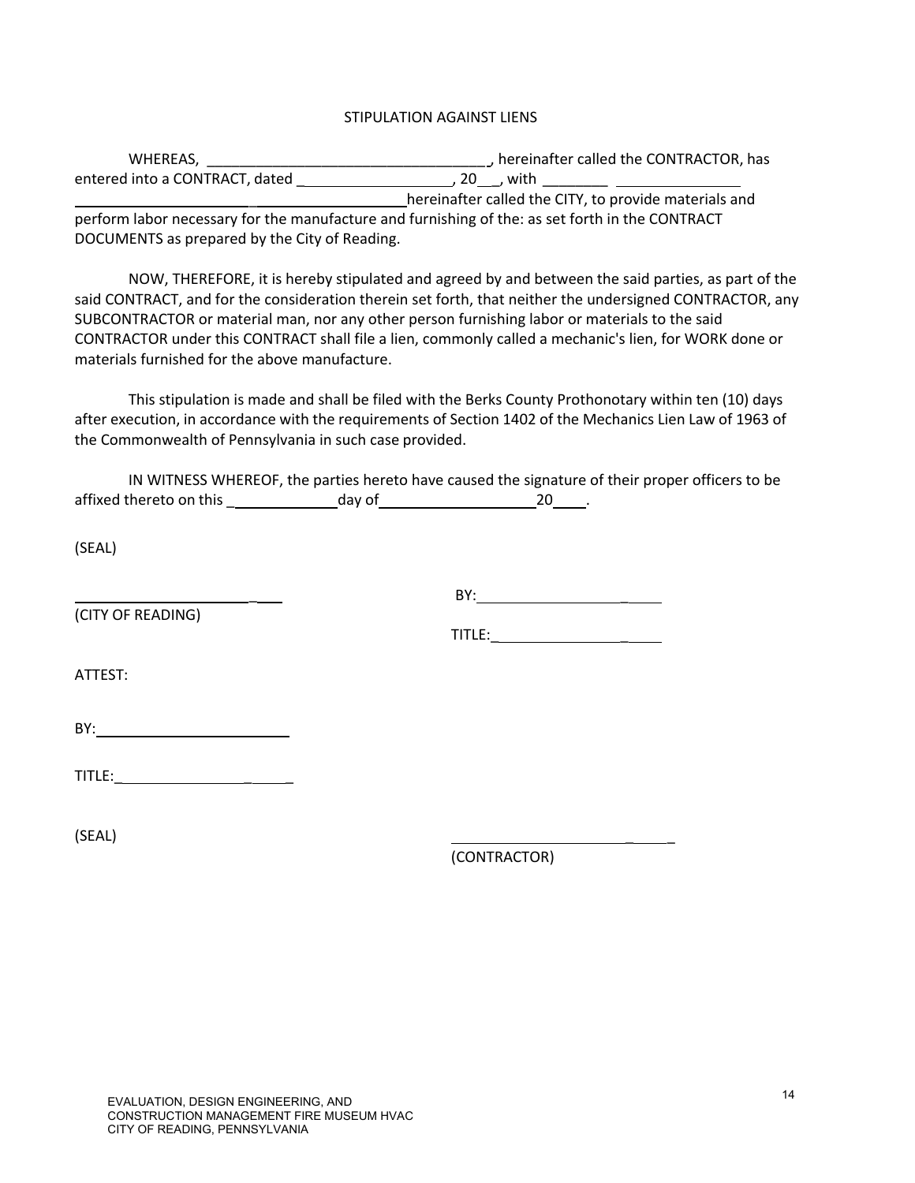# STIPULATION AGAINST LIENS

WHEREAS, ___________________________________, hereinafter called the CONTRACTOR, has entered into a CONTRACT, dated ___________________, 20___, with ________ _______________ _________________________________________hereinafter called the CITY, to provide materials and perform labor necessary for the manufacture and furnishing of the: as set forth in the CONTRACT DOCUMENTS as prepared by the City of Reading.

NOW, THEREFORE, it is hereby stipulated and agreed by and between the said parties, as part of the said CONTRACT, and for the consideration therein set forth, that neither the undersigned CONTRACTOR, any SUBCONTRACTOR or material man, nor any other person furnishing labor or materials to the said CONTRACTOR under this CONTRACT shall file a lien, commonly called a mechanic's lien, for WORK done or materials furnished for the above manufacture.

This stipulation is made and shall be filed with the Berks County Prothonotary within ten (10) days after execution, in accordance with the requirements of Section 1402 of the Mechanics Lien Law of 1963 of the Commonwealth of Pennsylvania in such case provided.

IN WITNESS WHEREOF, the parties hereto have caused the signature of their proper officers to be affixed thereto on this _____________day of___________________20____.

(SEAL)

___________________________ BY:___________________________
(CITY OF READING)

TITLE:___________________________

ATTEST:

BY:___________________________

TITLE:___________________________

(SEAL)

___________________________
(CONTRACTOR)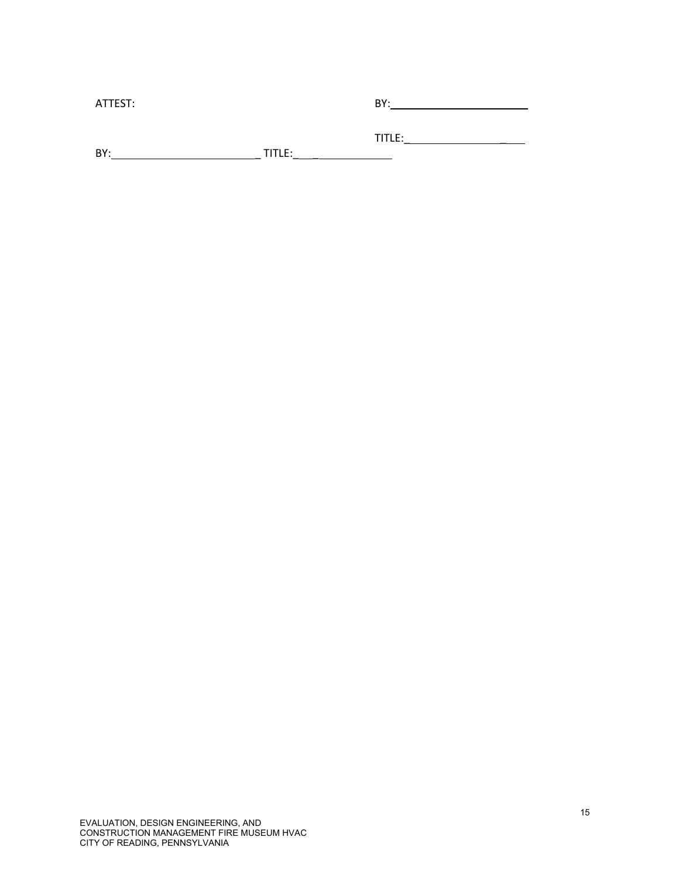ATTEST: BY:\_\_\_\_\_\_\_\_\_\_\_\_\_\_\_\_\_\_\_\_\_\_\_\_

TITLE:\_\_\_\_\_\_\_\_\_\_\_\_\_\_\_\_\_\_\_\_\_

BY:\_\_\_\_\_\_\_\_\_\_\_\_\_\_\_\_\_\_\_\_\_\_\_\_\_\_\_ TITLE:\_\_\_\_\_\_\_\_\_\_\_\_\_\_\_\_\_\_